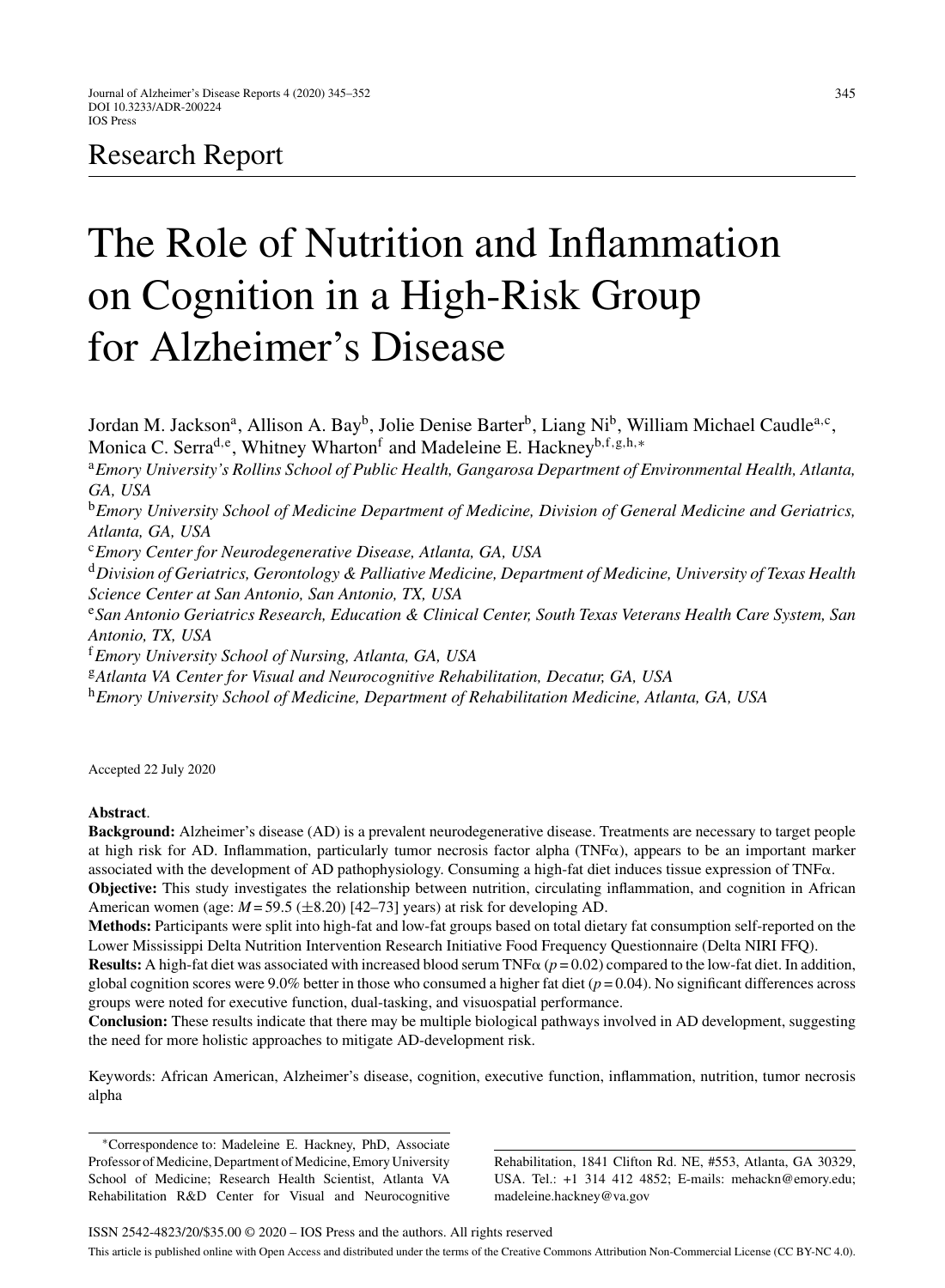Research Report

# The Role of Nutrition and Inflammation on Cognition in a High-Risk Group for Alzheimer's Disease

Jordan M. Jackson[a], Allison A. Bay[b], Jolie Denise Barter[b], Liang Ni[b], William Michael Caudle[a,c], Monica C. Serra[d,e], Whitney Wharton[f] and Madeleine E. Hackney[b,f,g,h,*]

[a] *Emory University's Rollins School of Public Health, Gangarosa Department of Environmental Health, Atlanta, GA, USA*

[b] *Emory University School of Medicine Department of Medicine, Division of General Medicine and Geriatrics, Atlanta, GA, USA*

[c] *Emory Center for Neurodegenerative Disease, Atlanta, GA, USA*

[d] *Division of Geriatrics, Gerontology & Palliative Medicine, Department of Medicine, University of Texas Health Science Center at San Antonio, San Antonio, TX, USA*

[e] *San Antonio Geriatrics Research, Education & Clinical Center, South Texas Veterans Health Care System, San Antonio, TX, USA*

[f] *Emory University School of Nursing, Atlanta, GA, USA*

[g] *Atlanta VA Center for Visual and Neurocognitive Rehabilitation, Decatur, GA, USA*

[h] *Emory University School of Medicine, Department of Rehabilitation Medicine, Atlanta, GA, USA*

Accepted 22 July 2020

**Abstract**.

**Background:** Alzheimer's disease (AD) is a prevalent neurodegenerative disease. Treatments are necessary to target people at high risk for AD. Inflammation, particularly tumor necrosis factor alpha (TNFα), appears to be an important marker associated with the development of AD pathophysiology. Consuming a high-fat diet induces tissue expression of TNFα.

**Objective:** This study investigates the relationship between nutrition, circulating inflammation, and cognition in African American women (age: $M = 59.5$ ($\pm 8.20$) [42–73] years) at risk for developing AD.

**Methods:** Participants were split into high-fat and low-fat groups based on total dietary fat consumption self-reported on the Lower Mississippi Delta Nutrition Intervention Research Initiative Food Frequency Questionnaire (Delta NIRI FFQ).

**Results:** A high-fat diet was associated with increased blood serum TNFα ($p = 0.02$) compared to the low-fat diet. In addition, global cognition scores were 9.0% better in those who consumed a higher fat diet ($p = 0.04$). No significant differences across groups were noted for executive function, dual-tasking, and visuospatial performance.

**Conclusion:** These results indicate that there may be multiple biological pathways involved in AD development, suggesting the need for more holistic approaches to mitigate AD-development risk.

Keywords: African American, Alzheimer's disease, cognition, executive function, inflammation, nutrition, tumor necrosis alpha

*Correspondence to: Madeleine E. Hackney, PhD, Associate Professor of Medicine, Department of Medicine, Emory University School of Medicine; Research Health Scientist, Atlanta VA Rehabilitation R&D Center for Visual and Neurocognitive Rehabilitation, 1841 Clifton Rd. NE, #553, Atlanta, GA 30329, USA. Tel.: +1 314 412 4852; E-mails: mehackn@emory.edu; madeleine.hackney@va.gov

ISSN 2542-4823/20/$35.00 © 2020 – IOS Press and the authors. All rights reserved

This article is published online with Open Access and distributed under the terms of the Creative Commons Attribution Non-Commercial License (CC BY-NC 4.0).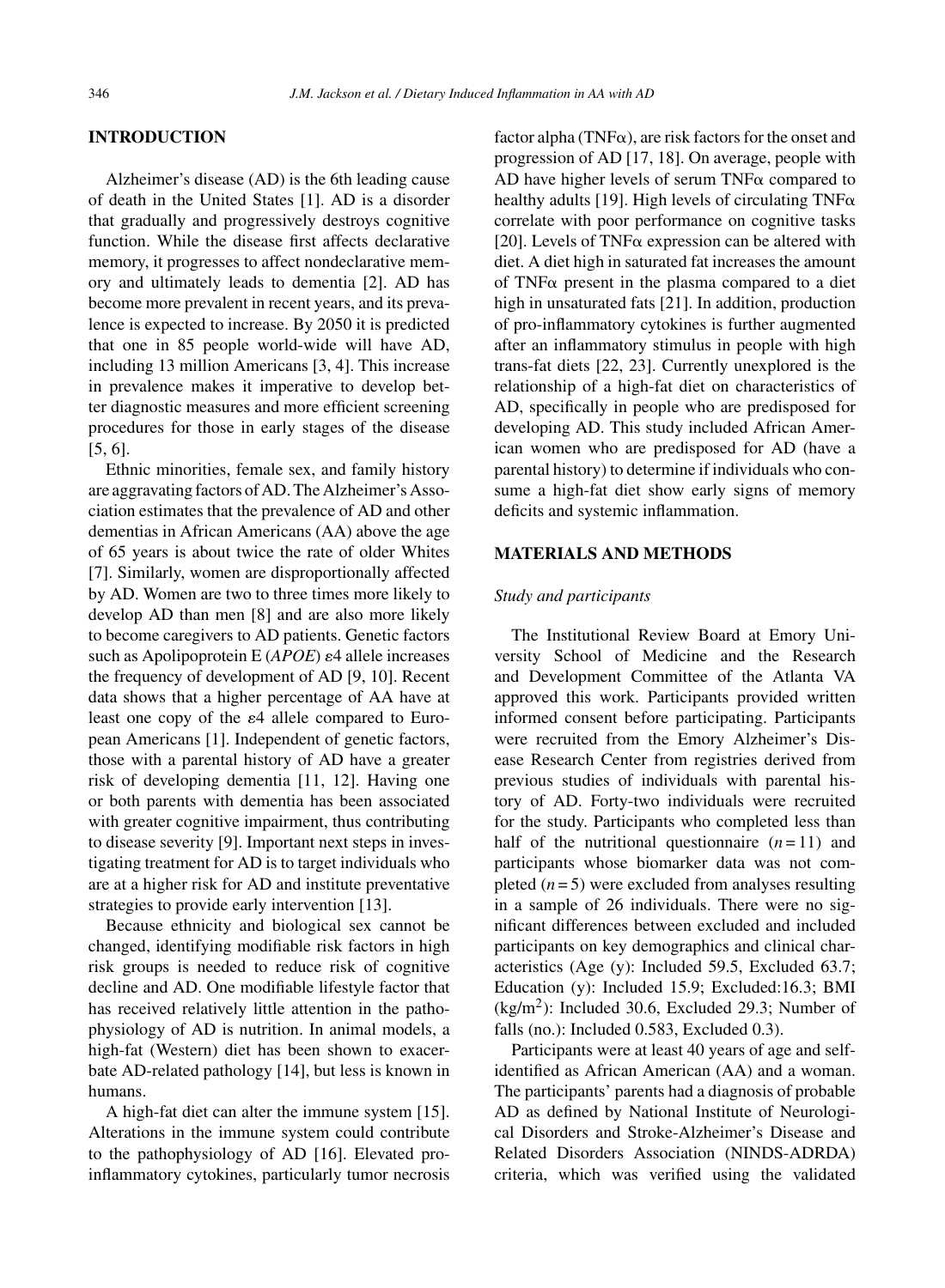## INTRODUCTION

Alzheimer's disease (AD) is the 6th leading cause of death in the United States [1]. AD is a disorder that gradually and progressively destroys cognitive function. While the disease first affects declarative memory, it progresses to affect nondeclarative memory and ultimately leads to dementia [2]. AD has become more prevalent in recent years, and its prevalence is expected to increase. By 2050 it is predicted that one in 85 people world-wide will have AD, including 13 million Americans [3, 4]. This increase in prevalence makes it imperative to develop better diagnostic measures and more efficient screening procedures for those in early stages of the disease [5, 6].

Ethnic minorities, female sex, and family history are aggravating factors of AD. The Alzheimer's Association estimates that the prevalence of AD and other dementias in African Americans (AA) above the age of 65 years is about twice the rate of older Whites [7]. Similarly, women are disproportionally affected by AD. Women are two to three times more likely to develop AD than men [8] and are also more likely to become caregivers to AD patients. Genetic factors such as Apolipoprotein E (*APOE*) $\varepsilon 4$ allele increases the frequency of development of AD [9, 10]. Recent data shows that a higher percentage of AA have at least one copy of the $\varepsilon 4$ allele compared to European Americans [1]. Independent of genetic factors, those with a parental history of AD have a greater risk of developing dementia [11, 12]. Having one or both parents with dementia has been associated with greater cognitive impairment, thus contributing to disease severity [9]. Important next steps in investigating treatment for AD is to target individuals who are at a higher risk for AD and institute preventative strategies to provide early intervention [13].

Because ethnicity and biological sex cannot be changed, identifying modifiable risk factors in high risk groups is needed to reduce risk of cognitive decline and AD. One modifiable lifestyle factor that has received relatively little attention in the pathophysiology of AD is nutrition. In animal models, a high-fat (Western) diet has been shown to exacerbate AD-related pathology [14], but less is known in humans.

A high-fat diet can alter the immune system [15]. Alterations in the immune system could contribute to the pathophysiology of AD [16]. Elevated pro-inflammatory cytokines, particularly tumor necrosis factor alpha (TNFα), are risk factors for the onset and progression of AD [17, 18]. On average, people with AD have higher levels of serum TNFα compared to healthy adults [19]. High levels of circulating TNFα correlate with poor performance on cognitive tasks [20]. Levels of TNFα expression can be altered with diet. A diet high in saturated fat increases the amount of TNFα present in the plasma compared to a diet high in unsaturated fats [21]. In addition, production of pro-inflammatory cytokines is further augmented after an inflammatory stimulus in people with high trans-fat diets [22, 23]. Currently unexplored is the relationship of a high-fat diet on characteristics of AD, specifically in people who are predisposed for developing AD. This study included African American women who are predisposed for AD (have a parental history) to determine if individuals who consume a high-fat diet show early signs of memory deficits and systemic inflammation.

## MATERIALS AND METHODS

### *Study and participants*

The Institutional Review Board at Emory University School of Medicine and the Research and Development Committee of the Atlanta VA approved this work. Participants provided written informed consent before participating. Participants were recruited from the Emory Alzheimer's Disease Research Center from registries derived from previous studies of individuals with parental history of AD. Forty-two individuals were recruited for the study. Participants who completed less than half of the nutritional questionnaire ($n = 11$) and participants whose biomarker data was not completed ($n = 5$) were excluded from analyses resulting in a sample of 26 individuals. There were no significant differences between excluded and included participants on key demographics and clinical characteristics (Age (y): Included 59.5, Excluded 63.7; Education (y): Included 15.9; Excluded:16.3; BMI (kg/m$^2$): Included 30.6, Excluded 29.3; Number of falls (no.): Included 0.583, Excluded 0.3).

Participants were at least 40 years of age and self-identified as African American (AA) and a woman. The participants' parents had a diagnosis of probable AD as defined by National Institute of Neurological Disorders and Stroke-Alzheimer's Disease and Related Disorders Association (NINDS-ADRDA) criteria, which was verified using the validated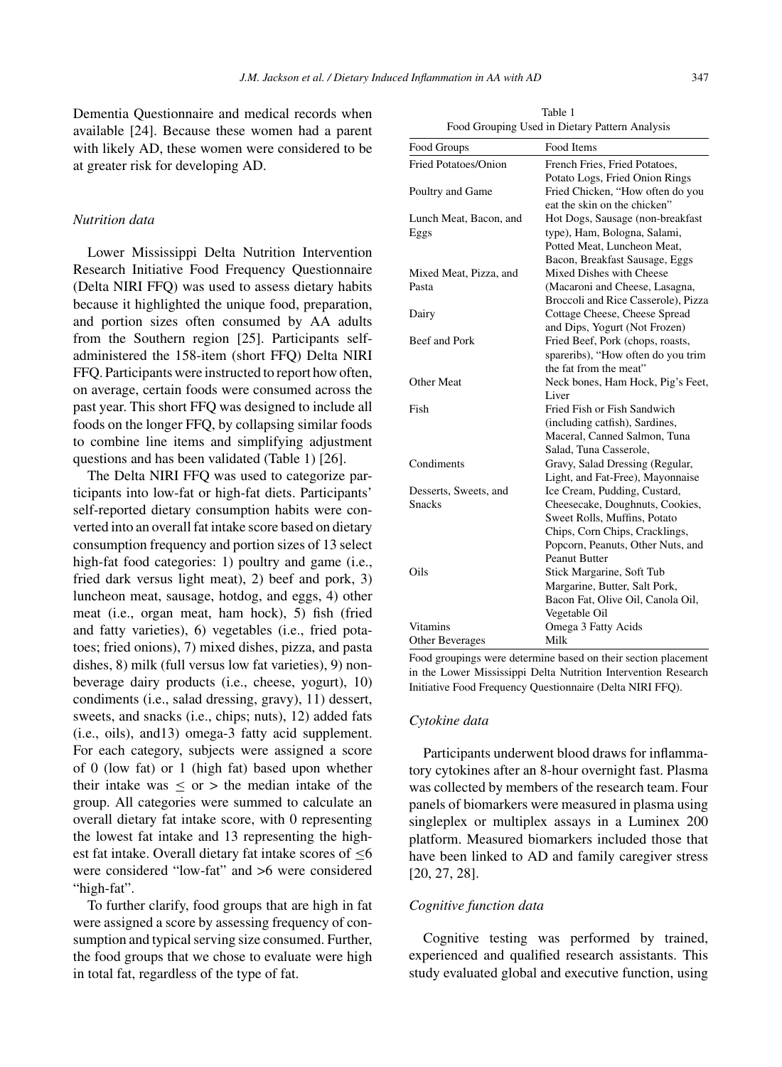Dementia Questionnaire and medical records when available [24]. Because these women had a parent with likely AD, these women were considered to be at greater risk for developing AD.

### Nutrition data

Lower Mississippi Delta Nutrition Intervention Research Initiative Food Frequency Questionnaire (Delta NIRI FFQ) was used to assess dietary habits because it highlighted the unique food, preparation, and portion sizes often consumed by AA adults from the Southern region [25]. Participants self-administered the 158-item (short FFQ) Delta NIRI FFQ. Participants were instructed to report how often, on average, certain foods were consumed across the past year. This short FFQ was designed to include all foods on the longer FFQ, by collapsing similar foods to combine line items and simplifying adjustment questions and has been validated (Table 1) [26].

The Delta NIRI FFQ was used to categorize participants into low-fat or high-fat diets. Participants' self-reported dietary consumption habits were converted into an overall fat intake score based on dietary consumption frequency and portion sizes of 13 select high-fat food categories: 1) poultry and game (i.e., fried dark versus light meat), 2) beef and pork, 3) luncheon meat, sausage, hotdog, and eggs, 4) other meat (i.e., organ meat, ham hock), 5) fish (fried and fatty varieties), 6) vegetables (i.e., fried potatoes; fried onions), 7) mixed dishes, pizza, and pasta dishes, 8) milk (full versus low fat varieties), 9) non-beverage dairy products (i.e., cheese, yogurt), 10) condiments (i.e., salad dressing, gravy), 11) dessert, sweets, and snacks (i.e., chips; nuts), 12) added fats (i.e., oils), and13) omega-3 fatty acid supplement. For each category, subjects were assigned a score of 0 (low fat) or 1 (high fat) based upon whether their intake was $\leq$ or $>$ the median intake of the group. All categories were summed to calculate an overall dietary fat intake score, with 0 representing the lowest fat intake and 13 representing the highest fat intake. Overall dietary fat intake scores of $\leq$6 were considered "low-fat" and >6 were considered "high-fat".

To further clarify, food groups that are high in fat were assigned a score by assessing frequency of consumption and typical serving size consumed. Further, the food groups that we chose to evaluate were high in total fat, regardless of the type of fat.

Table 1
Food Grouping Used in Dietary Pattern Analysis

| Food Groups | Food Items |
|---|---|
| Fried Potatoes/Onion | French Fries, Fried Potatoes, Potato Logs, Fried Onion Rings |
| Poultry and Game | Fried Chicken, "How often do you eat the skin on the chicken" |
| Lunch Meat, Bacon, and Eggs | Hot Dogs, Sausage (non-breakfast type), Ham, Bologna, Salami, Potted Meat, Luncheon Meat, Bacon, Breakfast Sausage, Eggs |
| Mixed Meat, Pizza, and Pasta | Mixed Dishes with Cheese (Macaroni and Cheese, Lasagna, Broccoli and Rice Casserole), Pizza |
| Dairy | Cottage Cheese, Cheese Spread and Dips, Yogurt (Not Frozen) |
| Beef and Pork | Fried Beef, Pork (chops, roasts, spareribs), "How often do you trim the fat from the meat" |
| Other Meat | Neck bones, Ham Hock, Pig's Feet, Liver |
| Fish | Fried Fish or Fish Sandwich (including catfish), Sardines, Maceral, Canned Salmon, Tuna Salad, Tuna Casserole, |
| Condiments | Gravy, Salad Dressing (Regular, Light, and Fat-Free), Mayonnaise |
| Desserts, Sweets, and Snacks | Ice Cream, Pudding, Custard, Cheesecake, Doughnuts, Cookies, Sweet Rolls, Muffins, Potato Chips, Corn Chips, Cracklings, Popcorn, Peanuts, Other Nuts, and Peanut Butter |
| Oils | Stick Margarine, Soft Tub Margarine, Butter, Salt Pork, Bacon Fat, Olive Oil, Canola Oil, Vegetable Oil |
| Vitamins | Omega 3 Fatty Acids |
| Other Beverages | Milk |

Food groupings were determine based on their section placement in the Lower Mississippi Delta Nutrition Intervention Research Initiative Food Frequency Questionnaire (Delta NIRI FFQ).

### Cytokine data

Participants underwent blood draws for inflammatory cytokines after an 8-hour overnight fast. Plasma was collected by members of the research team. Four panels of biomarkers were measured in plasma using singleplex or multiplex assays in a Luminex 200 platform. Measured biomarkers included those that have been linked to AD and family caregiver stress [20, 27, 28].

### Cognitive function data

Cognitive testing was performed by trained, experienced and qualified research assistants. This study evaluated global and executive function, using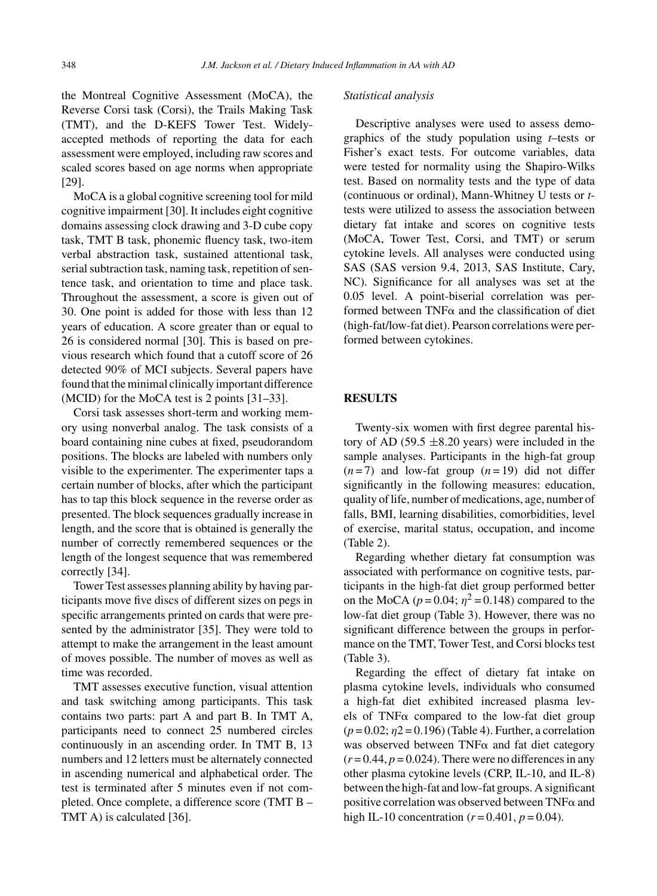the Montreal Cognitive Assessment (MoCA), the Reverse Corsi task (Corsi), the Trails Making Task (TMT), and the D-KEFS Tower Test. Widely-accepted methods of reporting the data for each assessment were employed, including raw scores and scaled scores based on age norms when appropriate [29].

MoCA is a global cognitive screening tool for mild cognitive impairment [30]. It includes eight cognitive domains assessing clock drawing and 3-D cube copy task, TMT B task, phonemic fluency task, two-item verbal abstraction task, sustained attentional task, serial subtraction task, naming task, repetition of sentence task, and orientation to time and place task. Throughout the assessment, a score is given out of 30. One point is added for those with less than 12 years of education. A score greater than or equal to 26 is considered normal [30]. This is based on previous research which found that a cutoff score of 26 detected 90% of MCI subjects. Several papers have found that the minimal clinically important difference (MCID) for the MoCA test is 2 points [31–33].

Corsi task assesses short-term and working memory using nonverbal analog. The task consists of a board containing nine cubes at fixed, pseudorandom positions. The blocks are labeled with numbers only visible to the experimenter. The experimenter taps a certain number of blocks, after which the participant has to tap this block sequence in the reverse order as presented. The block sequences gradually increase in length, and the score that is obtained is generally the number of correctly remembered sequences or the length of the longest sequence that was remembered correctly [34].

Tower Test assesses planning ability by having participants move five discs of different sizes on pegs in specific arrangements printed on cards that were presented by the administrator [35]. They were told to attempt to make the arrangement in the least amount of moves possible. The number of moves as well as time was recorded.

TMT assesses executive function, visual attention and task switching among participants. This task contains two parts: part A and part B. In TMT A, participants need to connect 25 numbered circles continuously in an ascending order. In TMT B, 13 numbers and 12 letters must be alternately connected in ascending numerical and alphabetical order. The test is terminated after 5 minutes even if not completed. Once complete, a difference score (TMT B – TMT A) is calculated [36].

*Statistical analysis*

Descriptive analyses were used to assess demographics of the study population using *t*–tests or Fisher's exact tests. For outcome variables, data were tested for normality using the Shapiro-Wilks test. Based on normality tests and the type of data (continuous or ordinal), Mann-Whitney U tests or *t*-tests were utilized to assess the association between dietary fat intake and scores on cognitive tests (MoCA, Tower Test, Corsi, and TMT) or serum cytokine levels. All analyses were conducted using SAS (SAS version 9.4, 2013, SAS Institute, Cary, NC). Significance for all analyses was set at the 0.05 level. A point-biserial correlation was performed between TNFα and the classification of diet (high-fat/low-fat diet). Pearson correlations were performed between cytokines.

## RESULTS

Twenty-six women with first degree parental history of AD (59.5 ±8.20 years) were included in the sample analyses. Participants in the high-fat group ($n = 7$) and low-fat group ($n = 19$) did not differ significantly in the following measures: education, quality of life, number of medications, age, number of falls, BMI, learning disabilities, comorbidities, level of exercise, marital status, occupation, and income (Table 2).

Regarding whether dietary fat consumption was associated with performance on cognitive tests, participants in the high-fat diet group performed better on the MoCA ($p = 0.04$; $\eta^2 = 0.148$) compared to the low-fat diet group (Table 3). However, there was no significant difference between the groups in performance on the TMT, Tower Test, and Corsi blocks test (Table 3).

Regarding the effect of dietary fat intake on plasma cytokine levels, individuals who consumed a high-fat diet exhibited increased plasma levels of TNFα compared to the low-fat diet group ($p = 0.02$; $\eta 2 = 0.196$) (Table 4). Further, a correlation was observed between TNFα and fat diet category ($r = 0.44$, $p = 0.024$). There were no differences in any other plasma cytokine levels (CRP, IL-10, and IL-8) between the high-fat and low-fat groups. A significant positive correlation was observed between TNFα and high IL-10 concentration ($r = 0.401$, $p = 0.04$).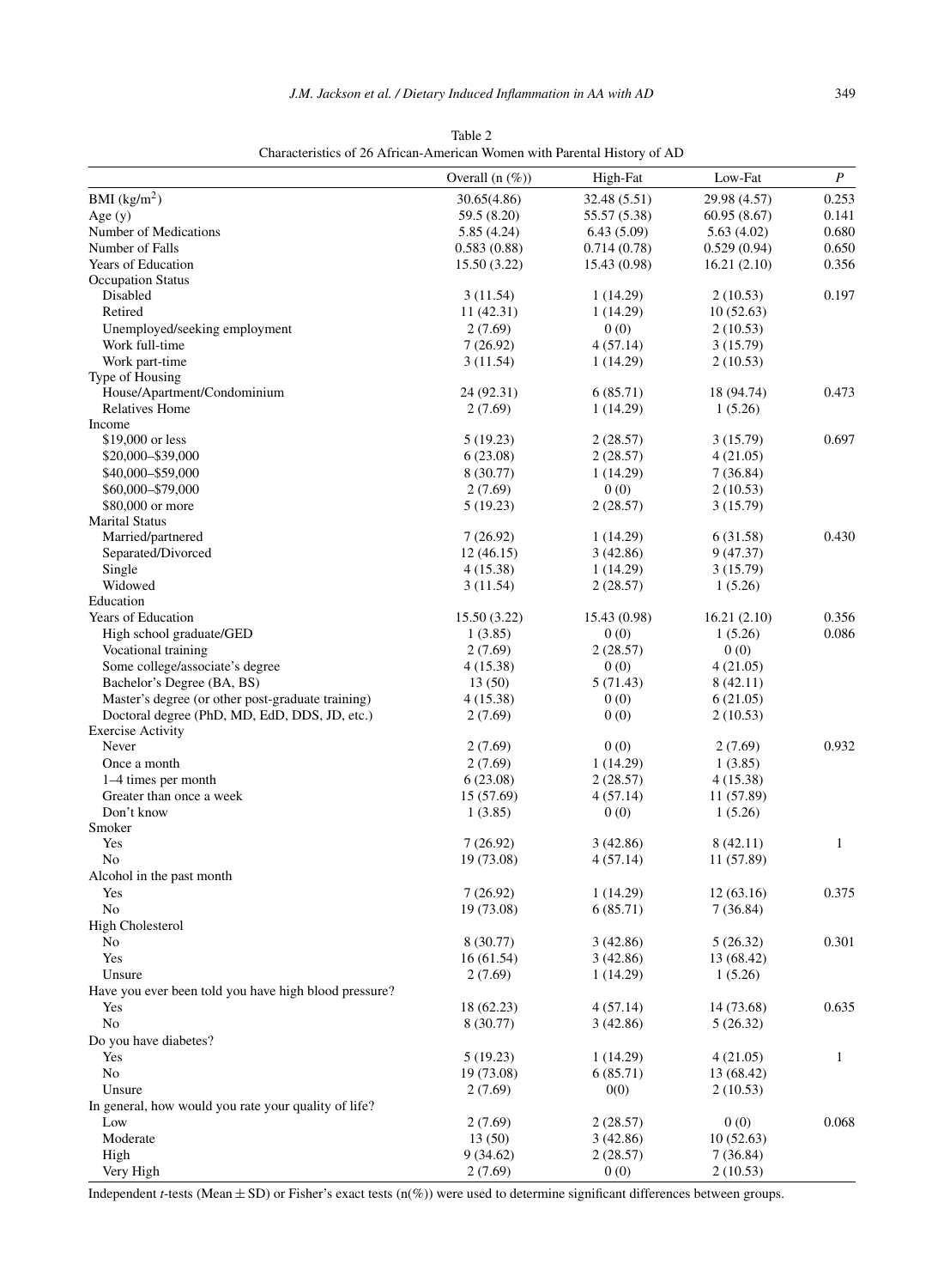Table 2
Characteristics of 26 African-American Women with Parental History of AD

| | Overall (n (%)) | High-Fat | Low-Fat | *P* |
|---|---|---|---|---|
| BMI (kg/m$^2$) | 30.65(4.86) | 32.48 (5.51) | 29.98 (4.57) | 0.253 |
| Age (y) | 59.5 (8.20) | 55.57 (5.38) | 60.95 (8.67) | 0.141 |
| Number of Medications | 5.85 (4.24) | 6.43 (5.09) | 5.63 (4.02) | 0.680 |
| Number of Falls | 0.583 (0.88) | 0.714 (0.78) | 0.529 (0.94) | 0.650 |
| Years of Education | 15.50 (3.22) | 15.43 (0.98) | 16.21 (2.10) | 0.356 |
| Occupation Status | | | | |
| Disabled | 3 (11.54) | 1 (14.29) | 2 (10.53) | 0.197 |
| Retired | 11 (42.31) | 1 (14.29) | 10 (52.63) | |
| Unemployed/seeking employment | 2 (7.69) | 0 (0) | 2 (10.53) | |
| Work full-time | 7 (26.92) | 4 (57.14) | 3 (15.79) | |
| Work part-time | 3 (11.54) | 1 (14.29) | 2 (10.53) | |
| Type of Housing | | | | |
| House/Apartment/Condominium | 24 (92.31) | 6 (85.71) | 18 (94.74) | 0.473 |
| Relatives Home | 2 (7.69) | 1 (14.29) | 1 (5.26) | |
| Income | | | | |
| $19,000 or less | 5 (19.23) | 2 (28.57) | 3 (15.79) | 0.697 |
| $20,000–$39,000 | 6 (23.08) | 2 (28.57) | 4 (21.05) | |
| $40,000–$59,000 | 8 (30.77) | 1 (14.29) | 7 (36.84) | |
| $60,000–$79,000 | 2 (7.69) | 0 (0) | 2 (10.53) | |
| $80,000 or more | 5 (19.23) | 2 (28.57) | 3 (15.79) | |
| Marital Status | | | | |
| Married/partnered | 7 (26.92) | 1 (14.29) | 6 (31.58) | 0.430 |
| Separated/Divorced | 12 (46.15) | 3 (42.86) | 9 (47.37) | |
| Single | 4 (15.38) | 1 (14.29) | 3 (15.79) | |
| Widowed | 3 (11.54) | 2 (28.57) | 1 (5.26) | |
| Education | | | | |
| Years of Education | 15.50 (3.22) | 15.43 (0.98) | 16.21 (2.10) | 0.356 |
| High school graduate/GED | 1 (3.85) | 0 (0) | 1 (5.26) | 0.086 |
| Vocational training | 2 (7.69) | 2 (28.57) | 0 (0) | |
| Some college/associate's degree | 4 (15.38) | 0 (0) | 4 (21.05) | |
| Bachelor's Degree (BA, BS) | 13 (50) | 5 (71.43) | 8 (42.11) | |
| Master's degree (or other post-graduate training) | 4 (15.38) | 0 (0) | 6 (21.05) | |
| Doctoral degree (PhD, MD, EdD, DDS, JD, etc.) | 2 (7.69) | 0 (0) | 2 (10.53) | |
| Exercise Activity | | | | |
| Never | 2 (7.69) | 0 (0) | 2 (7.69) | 0.932 |
| Once a month | 2 (7.69) | 1 (14.29) | 1 (3.85) | |
| 1–4 times per month | 6 (23.08) | 2 (28.57) | 4 (15.38) | |
| Greater than once a week | 15 (57.69) | 4 (57.14) | 11 (57.89) | |
| Don't know | 1 (3.85) | 0 (0) | 1 (5.26) | |
| Smoker | | | | |
| Yes | 7 (26.92) | 3 (42.86) | 8 (42.11) | 1 |
| No | 19 (73.08) | 4 (57.14) | 11 (57.89) | |
| Alcohol in the past month | | | | |
| Yes | 7 (26.92) | 1 (14.29) | 12 (63.16) | 0.375 |
| No | 19 (73.08) | 6 (85.71) | 7 (36.84) | |
| High Cholesterol | | | | |
| No | 8 (30.77) | 3 (42.86) | 5 (26.32) | 0.301 |
| Yes | 16 (61.54) | 3 (42.86) | 13 (68.42) | |
| Unsure | 2 (7.69) | 1 (14.29) | 1 (5.26) | |
| Have you ever been told you have high blood pressure? | | | | |
| Yes | 18 (62.23) | 4 (57.14) | 14 (73.68) | 0.635 |
| No | 8 (30.77) | 3 (42.86) | 5 (26.32) | |
| Do you have diabetes? | | | | |
| Yes | 5 (19.23) | 1 (14.29) | 4 (21.05) | 1 |
| No | 19 (73.08) | 6 (85.71) | 13 (68.42) | |
| Unsure | 2 (7.69) | 0(0) | 2 (10.53) | |
| In general, how would you rate your quality of life? | | | | |
| Low | 2 (7.69) | 2 (28.57) | 0 (0) | 0.068 |
| Moderate | 13 (50) | 3 (42.86) | 10 (52.63) | |
| High | 9 (34.62) | 2 (28.57) | 7 (36.84) | |
| Very High | 2 (7.69) | 0 (0) | 2 (10.53) | |

Independent *t*-tests (Mean ± SD) or Fisher's exact tests (n(%)) were used to determine significant differences between groups.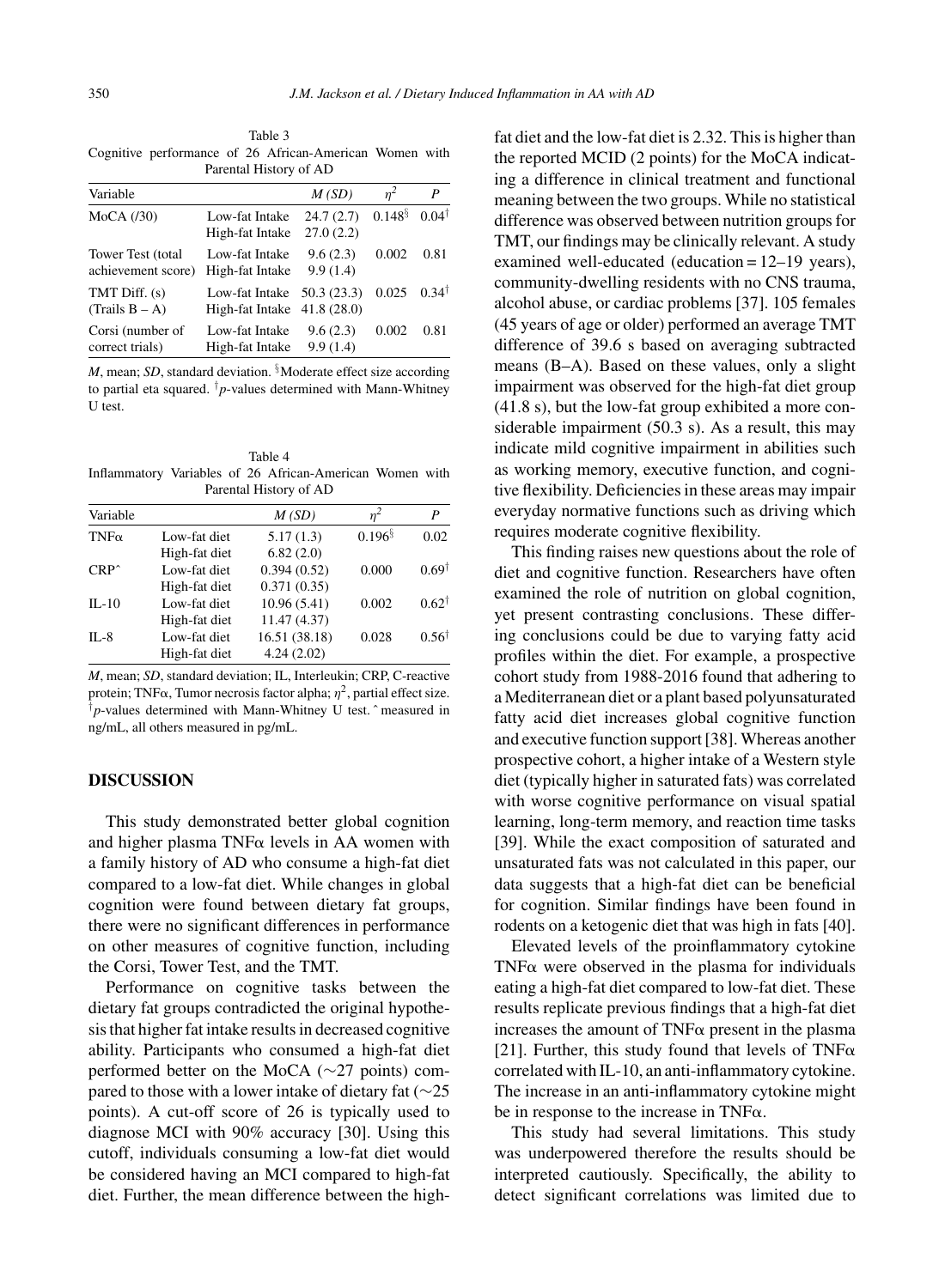Table 3
Cognitive performance of 26 African-American Women with Parental History of AD

| Variable | | *M (SD)* | $\eta^2$ | *P* |
|---|---|---|---|---|
| MoCA (/30) | Low-fat Intake | 24.7 (2.7) | 0.148§ | 0.04† |
| | High-fat Intake | 27.0 (2.2) | | |
| Tower Test (total achievement score) | Low-fat Intake | 9.6 (2.3) | 0.002 | 0.81 |
| | High-fat Intake | 9.9 (1.4) | | |
| TMT Diff. (s) (Trails B – A) | Low-fat Intake | 50.3 (23.3) | 0.025 | 0.34† |
| | High-fat Intake | 41.8 (28.0) | | |
| Corsi (number of correct trials) | Low-fat Intake | 9.6 (2.3) | 0.002 | 0.81 |
| | High-fat Intake | 9.9 (1.4) | | |

*M*, mean; *SD*, standard deviation. §Moderate effect size according to partial eta squared. †*p*-values determined with Mann-Whitney U test.

Table 4
Inflammatory Variables of 26 African-American Women with Parental History of AD

| Variable | | *M (SD)* | $\eta^2$ | *P* |
|---|---|---|---|---|
| TNFα | Low-fat diet | 5.17 (1.3) | 0.196§ | 0.02 |
| | High-fat diet | 6.82 (2.0) | | |
| CRP^ | Low-fat diet | 0.394 (0.52) | 0.000 | 0.69† |
| | High-fat diet | 0.371 (0.35) | | |
| IL-10 | Low-fat diet | 10.96 (5.41) | 0.002 | 0.62† |
| | High-fat diet | 11.47 (4.37) | | |
| IL-8 | Low-fat diet | 16.51 (38.18) | 0.028 | 0.56† |
| | High-fat diet | 4.24 (2.02) | | |

*M*, mean; *SD*, standard deviation; IL, Interleukin; CRP, C-reactive protein; TNFα, Tumor necrosis factor alpha; $\eta^2$, partial effect size. †*p*-values determined with Mann-Whitney U test. ^measured in ng/mL, all others measured in pg/mL.

## DISCUSSION

This study demonstrated better global cognition and higher plasma TNFα levels in AA women with a family history of AD who consume a high-fat diet compared to a low-fat diet. While changes in global cognition were found between dietary fat groups, there were no significant differences in performance on other measures of cognitive function, including the Corsi, Tower Test, and the TMT.

Performance on cognitive tasks between the dietary fat groups contradicted the original hypothesis that higher fat intake results in decreased cognitive ability. Participants who consumed a high-fat diet performed better on the MoCA (∼27 points) compared to those with a lower intake of dietary fat (∼25 points). A cut-off score of 26 is typically used to diagnose MCI with 90% accuracy [30]. Using this cutoff, individuals consuming a low-fat diet would be considered having an MCI compared to high-fat diet. Further, the mean difference between the high-fat diet and the low-fat diet is 2.32. This is higher than the reported MCID (2 points) for the MoCA indicating a difference in clinical treatment and functional meaning between the two groups. While no statistical difference was observed between nutrition groups for TMT, our findings may be clinically relevant. A study examined well-educated (education = 12–19 years), community-dwelling residents with no CNS trauma, alcohol abuse, or cardiac problems [37]. 105 females (45 years of age or older) performed an average TMT difference of 39.6 s based on averaging subtracted means (B–A). Based on these values, only a slight impairment was observed for the high-fat diet group (41.8 s), but the low-fat group exhibited a more considerable impairment (50.3 s). As a result, this may indicate mild cognitive impairment in abilities such as working memory, executive function, and cognitive flexibility. Deficiencies in these areas may impair everyday normative functions such as driving which requires moderate cognitive flexibility.

This finding raises new questions about the role of diet and cognitive function. Researchers have often examined the role of nutrition on global cognition, yet present contrasting conclusions. These differing conclusions could be due to varying fatty acid profiles within the diet. For example, a prospective cohort study from 1988-2016 found that adhering to a Mediterranean diet or a plant based polyunsaturated fatty acid diet increases global cognitive function and executive function support [38]. Whereas another prospective cohort, a higher intake of a Western style diet (typically higher in saturated fats) was correlated with worse cognitive performance on visual spatial learning, long-term memory, and reaction time tasks [39]. While the exact composition of saturated and unsaturated fats was not calculated in this paper, our data suggests that a high-fat diet can be beneficial for cognition. Similar findings have been found in rodents on a ketogenic diet that was high in fats [40].

Elevated levels of the proinflammatory cytokine TNFα were observed in the plasma for individuals eating a high-fat diet compared to low-fat diet. These results replicate previous findings that a high-fat diet increases the amount of TNFα present in the plasma [21]. Further, this study found that levels of TNFα correlated with IL-10, an anti-inflammatory cytokine. The increase in an anti-inflammatory cytokine might be in response to the increase in TNFα.

This study had several limitations. This study was underpowered therefore the results should be interpreted cautiously. Specifically, the ability to detect significant correlations was limited due to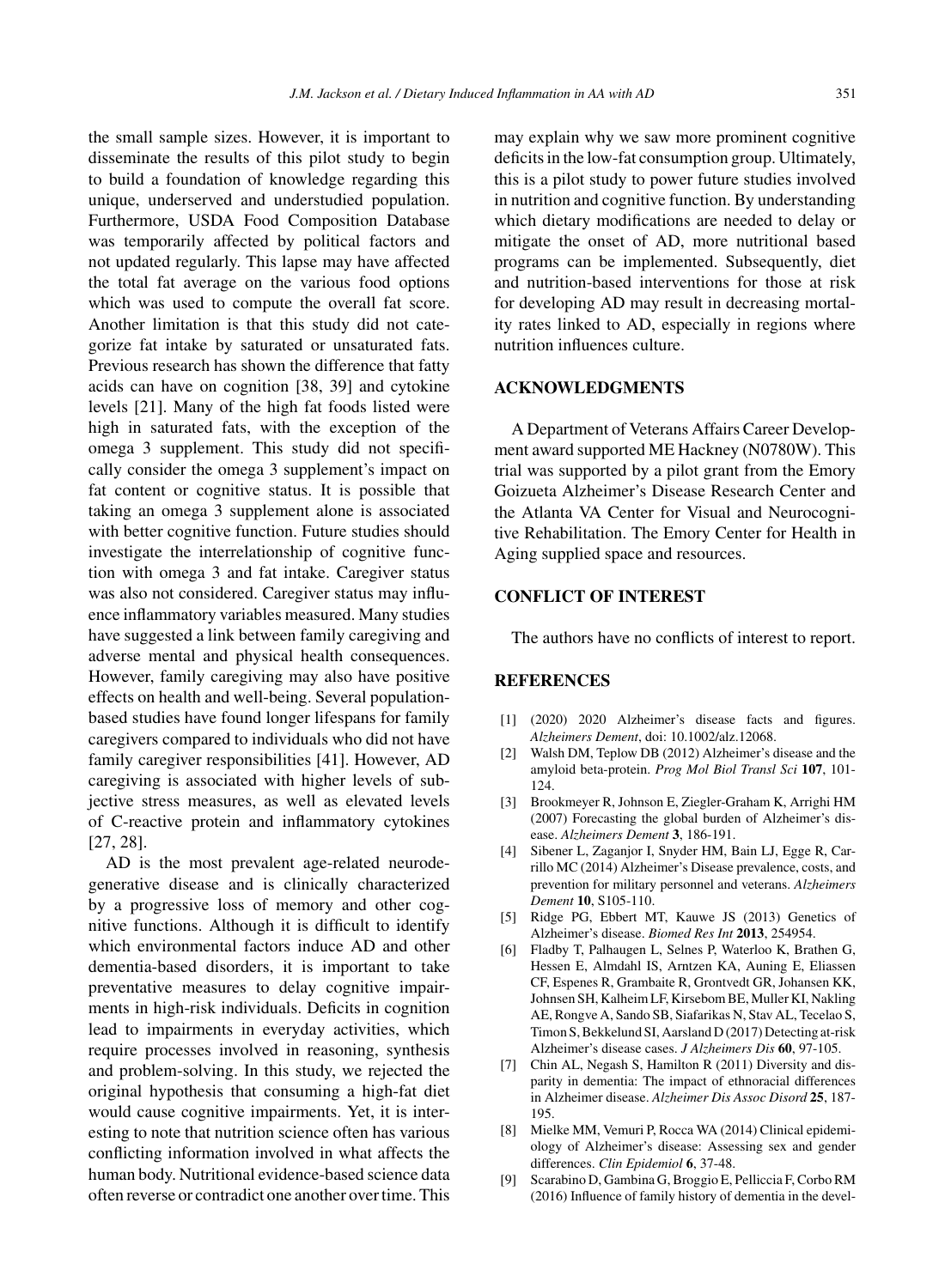the small sample sizes. However, it is important to disseminate the results of this pilot study to begin to build a foundation of knowledge regarding this unique, underserved and understudied population. Furthermore, USDA Food Composition Database was temporarily affected by political factors and not updated regularly. This lapse may have affected the total fat average on the various food options which was used to compute the overall fat score. Another limitation is that this study did not categorize fat intake by saturated or unsaturated fats. Previous research has shown the difference that fatty acids can have on cognition [38, 39] and cytokine levels [21]. Many of the high fat foods listed were high in saturated fats, with the exception of the omega 3 supplement. This study did not specifically consider the omega 3 supplement's impact on fat content or cognitive status. It is possible that taking an omega 3 supplement alone is associated with better cognitive function. Future studies should investigate the interrelationship of cognitive function with omega 3 and fat intake. Caregiver status was also not considered. Caregiver status may influence inflammatory variables measured. Many studies have suggested a link between family caregiving and adverse mental and physical health consequences. However, family caregiving may also have positive effects on health and well-being. Several population-based studies have found longer lifespans for family caregivers compared to individuals who did not have family caregiver responsibilities [41]. However, AD caregiving is associated with higher levels of subjective stress measures, as well as elevated levels of C-reactive protein and inflammatory cytokines [27, 28].

AD is the most prevalent age-related neurodegenerative disease and is clinically characterized by a progressive loss of memory and other cognitive functions. Although it is difficult to identify which environmental factors induce AD and other dementia-based disorders, it is important to take preventative measures to delay cognitive impairments in high-risk individuals. Deficits in cognition lead to impairments in everyday activities, which require processes involved in reasoning, synthesis and problem-solving. In this study, we rejected the original hypothesis that consuming a high-fat diet would cause cognitive impairments. Yet, it is interesting to note that nutrition science often has various conflicting information involved in what affects the human body. Nutritional evidence-based science data often reverse or contradict one another over time. This may explain why we saw more prominent cognitive deficits in the low-fat consumption group. Ultimately, this is a pilot study to power future studies involved in nutrition and cognitive function. By understanding which dietary modifications are needed to delay or mitigate the onset of AD, more nutritional based programs can be implemented. Subsequently, diet and nutrition-based interventions for those at risk for developing AD may result in decreasing mortality rates linked to AD, especially in regions where nutrition influences culture.

## ACKNOWLEDGMENTS

A Department of Veterans Affairs Career Development award supported ME Hackney (N0780W). This trial was supported by a pilot grant from the Emory Goizueta Alzheimer's Disease Research Center and the Atlanta VA Center for Visual and Neurocognitive Rehabilitation. The Emory Center for Health in Aging supplied space and resources.

## CONFLICT OF INTEREST

The authors have no conflicts of interest to report.

## REFERENCES

- [1] (2020) 2020 Alzheimer's disease facts and figures. *Alzheimers Dement*, doi: 10.1002/alz.12068.
- [2] Walsh DM, Teplow DB (2012) Alzheimer's disease and the amyloid beta-protein. *Prog Mol Biol Transl Sci* **107**, 101-124.
- [3] Brookmeyer R, Johnson E, Ziegler-Graham K, Arrighi HM (2007) Forecasting the global burden of Alzheimer's disease. *Alzheimers Dement* **3**, 186-191.
- [4] Sibener L, Zaganjor I, Snyder HM, Bain LJ, Egge R, Carrillo MC (2014) Alzheimer's Disease prevalence, costs, and prevention for military personnel and veterans. *Alzheimers Dement* **10**, S105-110.
- [5] Ridge PG, Ebbert MT, Kauwe JS (2013) Genetics of Alzheimer's disease. *Biomed Res Int* **2013**, 254954.
- [6] Fladby T, Palhaugen L, Selnes P, Waterloo K, Brathen G, Hessen E, Almdahl IS, Arntzen KA, Auning E, Eliassen CF, Espenes R, Grambaite R, Grontvedt GR, Johansen KK, Johnsen SH, Kalheim LF, Kirsebom BE, Muller KI, Nakling AE, Rongve A, Sando SB, Siafarikas N, Stav AL, Tecelao S, Timon S, Bekkelund SI, Aarsland D (2017) Detecting at-risk Alzheimer's disease cases. *J Alzheimers Dis* **60**, 97-105.
- [7] Chin AL, Negash S, Hamilton R (2011) Diversity and disparity in dementia: The impact of ethnoracial differences in Alzheimer disease. *Alzheimer Dis Assoc Disord* **25**, 187-195.
- [8] Mielke MM, Vemuri P, Rocca WA (2014) Clinical epidemiology of Alzheimer's disease: Assessing sex and gender differences. *Clin Epidemiol* **6**, 37-48.
- [9] Scarabino D, Gambina G, Broggio E, Pelliccia F, Corbo RM (2016) Influence of family history of dementia in the devel-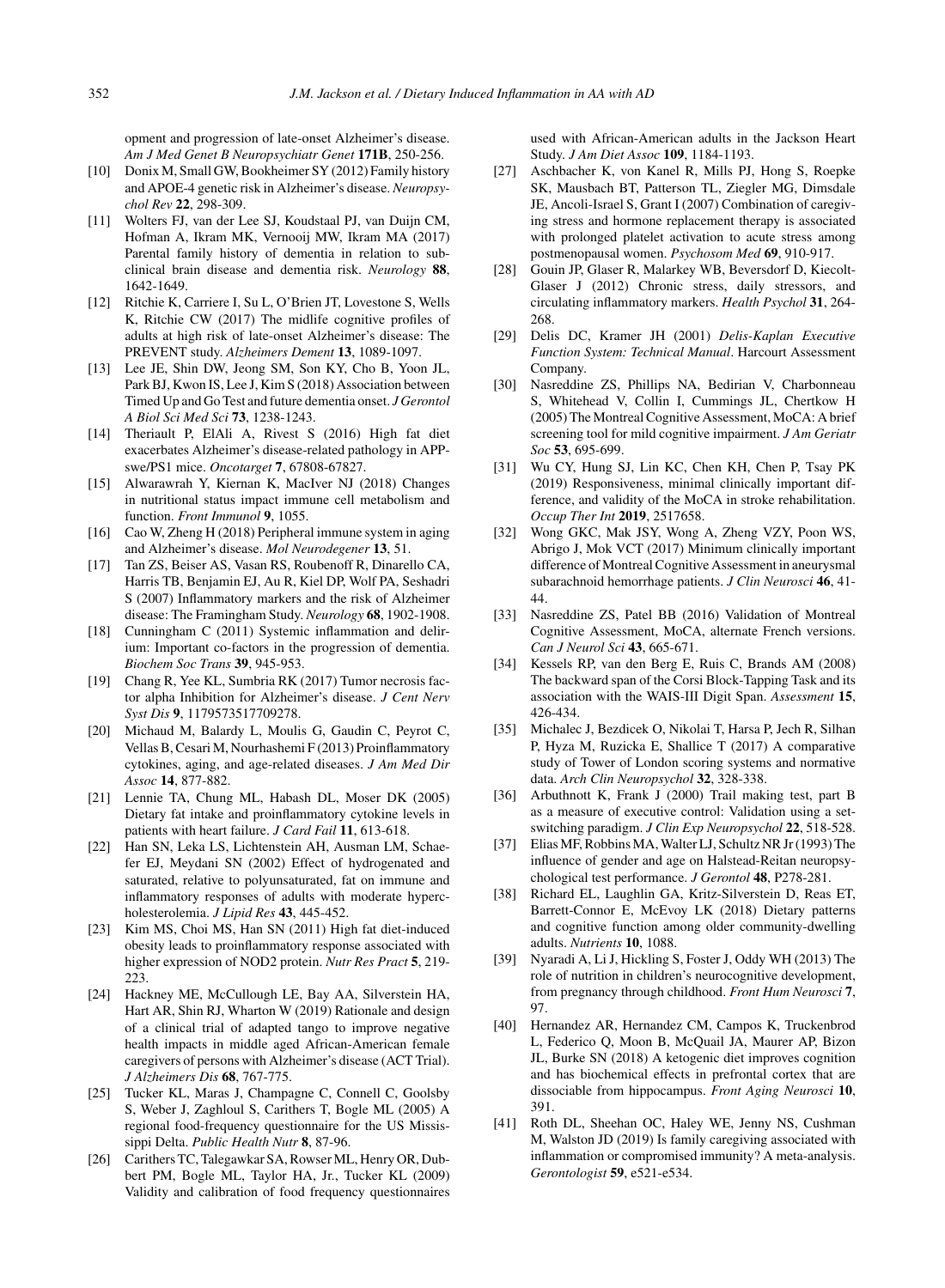opment and progression of late-onset Alzheimer's disease. *Am J Med Genet B Neuropsychiatr Genet* **171B**, 250-256.

[10] Donix M, Small GW, Bookheimer SY (2012) Family history and APOE-4 genetic risk in Alzheimer's disease. *Neuropsychol Rev* **22**, 298-309.

[11] Wolters FJ, van der Lee SJ, Koudstaal PJ, van Duijn CM, Hofman A, Ikram MK, Vernooij MW, Ikram MA (2017) Parental family history of dementia in relation to subclinical brain disease and dementia risk. *Neurology* **88**, 1642-1649.

[12] Ritchie K, Carriere I, Su L, O'Brien JT, Lovestone S, Wells K, Ritchie CW (2017) The midlife cognitive profiles of adults at high risk of late-onset Alzheimer's disease: The PREVENT study. *Alzheimers Dement* **13**, 1089-1097.

[13] Lee JE, Shin DW, Jeong SM, Son KY, Cho B, Yoon JL, Park BJ, Kwon IS, Lee J, Kim S (2018) Association between Timed Up and Go Test and future dementia onset. *J Gerontol A Biol Sci Med Sci* **73**, 1238-1243.

[14] Theriault P, ElAli A, Rivest S (2016) High fat diet exacerbates Alzheimer's disease-related pathology in APPswe/PS1 mice. *Oncotarget* **7**, 67808-67827.

[15] Alwarawrah Y, Kiernan K, MacIver NJ (2018) Changes in nutritional status impact immune cell metabolism and function. *Front Immunol* **9**, 1055.

[16] Cao W, Zheng H (2018) Peripheral immune system in aging and Alzheimer's disease. *Mol Neurodegener* **13**, 51.

[17] Tan ZS, Beiser AS, Vasan RS, Roubenoff R, Dinarello CA, Harris TB, Benjamin EJ, Au R, Kiel DP, Wolf PA, Seshadri S (2007) Inflammatory markers and the risk of Alzheimer disease: The Framingham Study. *Neurology* **68**, 1902-1908.

[18] Cunningham C (2011) Systemic inflammation and delirium: Important co-factors in the progression of dementia. *Biochem Soc Trans* **39**, 945-953.

[19] Chang R, Yee KL, Sumbria RK (2017) Tumor necrosis factor alpha Inhibition for Alzheimer's disease. *J Cent Nerv Syst Dis* **9**, 1179573517709278.

[20] Michaud M, Balardy L, Moulis G, Gaudin C, Peyrot C, Vellas B, Cesari M, Nourhashemi F (2013) Proinflammatory cytokines, aging, and age-related diseases. *J Am Med Dir Assoc* **14**, 877-882.

[21] Lennie TA, Chung ML, Habash DL, Moser DK (2005) Dietary fat intake and proinflammatory cytokine levels in patients with heart failure. *J Card Fail* **11**, 613-618.

[22] Han SN, Leka LS, Lichtenstein AH, Ausman LM, Schaefer EJ, Meydani SN (2002) Effect of hydrogenated and saturated, relative to polyunsaturated, fat on immune and inflammatory responses of adults with moderate hypercholesterolemia. *J Lipid Res* **43**, 445-452.

[23] Kim MS, Choi MS, Han SN (2011) High fat diet-induced obesity leads to proinflammatory response associated with higher expression of NOD2 protein. *Nutr Res Pract* **5**, 219-223.

[24] Hackney ME, McCullough LE, Bay AA, Silverstein HA, Hart AR, Shin RJ, Wharton W (2019) Rationale and design of a clinical trial of adapted tango to improve negative health impacts in middle aged African-American female caregivers of persons with Alzheimer's disease (ACT Trial). *J Alzheimers Dis* **68**, 767-775.

[25] Tucker KL, Maras J, Champagne C, Connell C, Goolsby S, Weber J, Zaghloul S, Carithers T, Bogle ML (2005) A regional food-frequency questionnaire for the US Mississippi Delta. *Public Health Nutr* **8**, 87-96.

[26] Carithers TC, Talegawkar SA, Rowser ML, Henry OR, Dubbert PM, Bogle ML, Taylor HA, Jr., Tucker KL (2009) Validity and calibration of food frequency questionnaires used with African-American adults in the Jackson Heart Study. *J Am Diet Assoc* **109**, 1184-1193.

[27] Aschbacher K, von Kanel R, Mills PJ, Hong S, Roepke SK, Mausbach BT, Patterson TL, Ziegler MG, Dimsdale JE, Ancoli-Israel S, Grant I (2007) Combination of caregiving stress and hormone replacement therapy is associated with prolonged platelet activation to acute stress among postmenopausal women. *Psychosom Med* **69**, 910-917.

[28] Gouin JP, Glaser R, Malarkey WB, Beversdorf D, Kiecolt-Glaser J (2012) Chronic stress, daily stressors, and circulating inflammatory markers. *Health Psychol* **31**, 264-268.

[29] Delis DC, Kramer JH (2001) *Delis-Kaplan Executive Function System: Technical Manual*. Harcourt Assessment Company.

[30] Nasreddine ZS, Phillips NA, Bedirian V, Charbonneau S, Whitehead V, Collin I, Cummings JL, Chertkow H (2005) The Montreal Cognitive Assessment, MoCA: A brief screening tool for mild cognitive impairment. *J Am Geriatr Soc* **53**, 695-699.

[31] Wu CY, Hung SJ, Lin KC, Chen KH, Chen P, Tsay PK (2019) Responsiveness, minimal clinically important difference, and validity of the MoCA in stroke rehabilitation. *Occup Ther Int* **2019**, 2517658.

[32] Wong GKC, Mak JSY, Wong A, Zheng VZY, Poon WS, Abrigo J, Mok VCT (2017) Minimum clinically important difference of Montreal Cognitive Assessment in aneurysmal subarachnoid hemorrhage patients. *J Clin Neurosci* **46**, 41-44.

[33] Nasreddine ZS, Patel BB (2016) Validation of Montreal Cognitive Assessment, MoCA, alternate French versions. *Can J Neurol Sci* **43**, 665-671.

[34] Kessels RP, van den Berg E, Ruis C, Brands AM (2008) The backward span of the Corsi Block-Tapping Task and its association with the WAIS-III Digit Span. *Assessment* **15**, 426-434.

[35] Michalec J, Bezdicek O, Nikolai T, Harsa P, Jech R, Silhan P, Hyza M, Ruzicka E, Shallice T (2017) A comparative study of Tower of London scoring systems and normative data. *Arch Clin Neuropsychol* **32**, 328-338.

[36] Arbuthnott K, Frank J (2000) Trail making test, part B as a measure of executive control: Validation using a set-switching paradigm. *J Clin Exp Neuropsychol* **22**, 518-528.

[37] Elias MF, Robbins MA, Walter LJ, Schultz NR Jr (1993) The influence of gender and age on Halstead-Reitan neuropsychological test performance. *J Gerontol* **48**, P278-281.

[38] Richard EL, Laughlin GA, Kritz-Silverstein D, Reas ET, Barrett-Connor E, McEvoy LK (2018) Dietary patterns and cognitive function among older community-dwelling adults. *Nutrients* **10**, 1088.

[39] Nyaradi A, Li J, Hickling S, Foster J, Oddy WH (2013) The role of nutrition in children's neurocognitive development, from pregnancy through childhood. *Front Hum Neurosci* **7**, 97.

[40] Hernandez AR, Hernandez CM, Campos K, Truckenbrod L, Federico Q, Moon B, McQuail JA, Maurer AP, Bizon JL, Burke SN (2018) A ketogenic diet improves cognition and has biochemical effects in prefrontal cortex that are dissociable from hippocampus. *Front Aging Neurosci* **10**, 391.

[41] Roth DL, Sheehan OC, Haley WE, Jenny NS, Cushman M, Walston JD (2019) Is family caregiving associated with inflammation or compromised immunity? A meta-analysis. *Gerontologist* **59**, e521-e534.